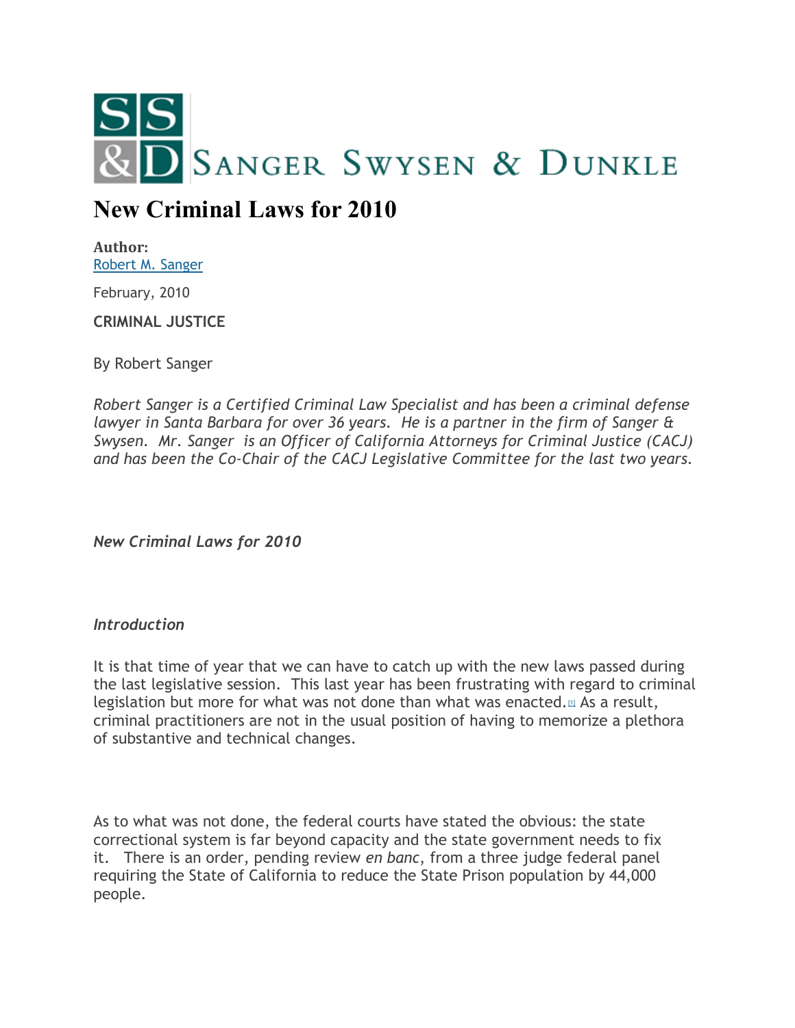SANGER SWYSEN & DUNKLE

# New Criminal Laws for 2010

**Author:**
Robert M. Sanger

February, 2010

**CRIMINAL JUSTICE**

By Robert Sanger

*Robert Sanger is a Certified Criminal Law Specialist and has been a criminal defense lawyer in Santa Barbara for over 36 years. He is a partner in the firm of Sanger & Swysen. Mr. Sanger is an Officer of California Attorneys for Criminal Justice (CACJ) and has been the Co-Chair of the CACJ Legislative Committee for the last two years.*

***New Criminal Laws for 2010***

***Introduction***

It is that time of year that we can have to catch up with the new laws passed during the last legislative session. This last year has been frustrating with regard to criminal legislation but more for what was not done than what was enacted.[1] As a result, criminal practitioners are not in the usual position of having to memorize a plethora of substantive and technical changes.

As to what was not done, the federal courts have stated the obvious: the state correctional system is far beyond capacity and the state government needs to fix it. There is an order, pending review *en banc*, from a three judge federal panel requiring the State of California to reduce the State Prison population by 44,000 people.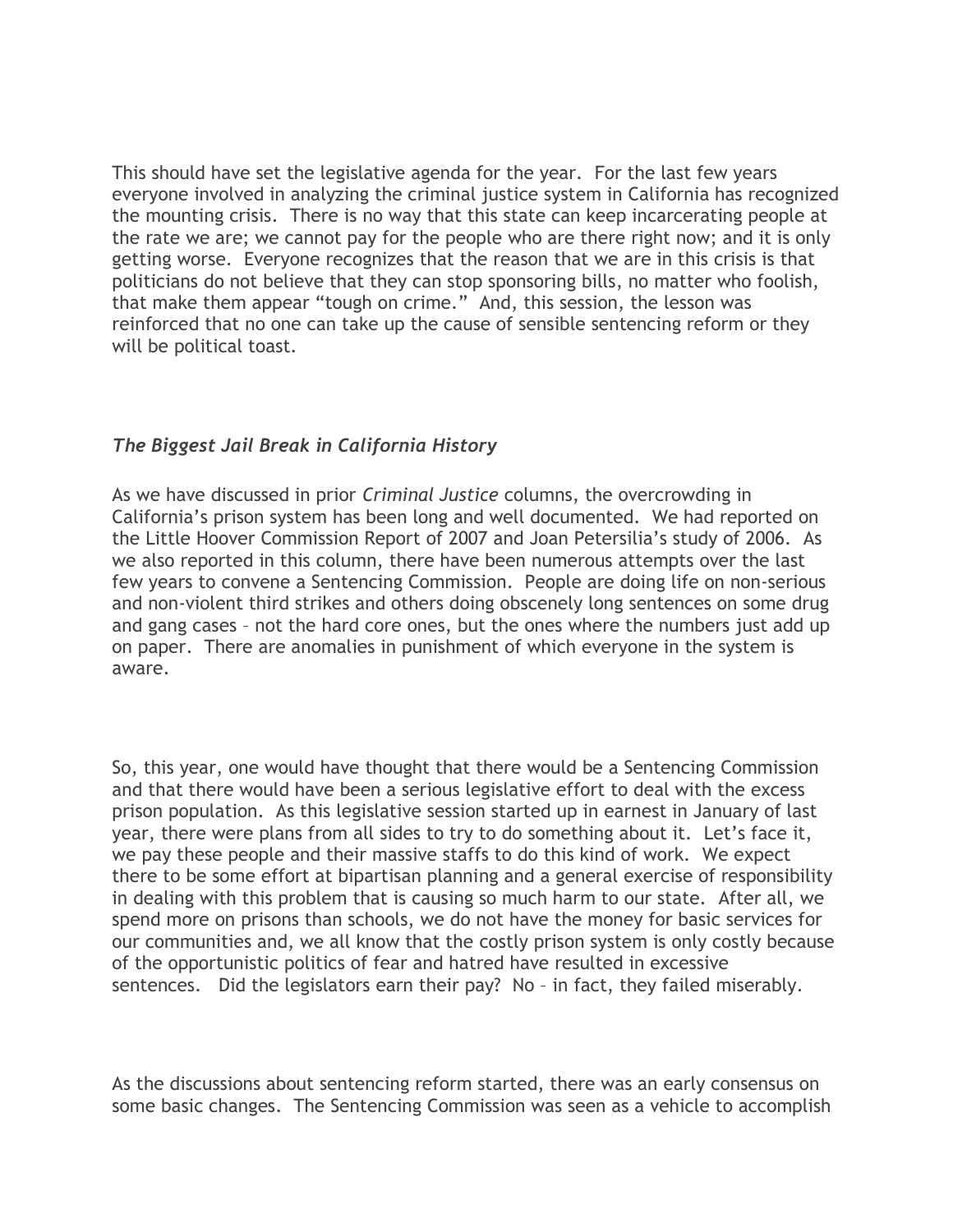This should have set the legislative agenda for the year. For the last few years everyone involved in analyzing the criminal justice system in California has recognized the mounting crisis. There is no way that this state can keep incarcerating people at the rate we are; we cannot pay for the people who are there right now; and it is only getting worse. Everyone recognizes that the reason that we are in this crisis is that politicians do not believe that they can stop sponsoring bills, no matter who foolish, that make them appear "tough on crime." And, this session, the lesson was reinforced that no one can take up the cause of sensible sentencing reform or they will be political toast.

### *The Biggest Jail Break in California History*

As we have discussed in prior *Criminal Justice* columns, the overcrowding in California's prison system has been long and well documented. We had reported on the Little Hoover Commission Report of 2007 and Joan Petersilia's study of 2006. As we also reported in this column, there have been numerous attempts over the last few years to convene a Sentencing Commission. People are doing life on non-serious and non-violent third strikes and others doing obscenely long sentences on some drug and gang cases – not the hard core ones, but the ones where the numbers just add up on paper. There are anomalies in punishment of which everyone in the system is aware.

So, this year, one would have thought that there would be a Sentencing Commission and that there would have been a serious legislative effort to deal with the excess prison population. As this legislative session started up in earnest in January of last year, there were plans from all sides to try to do something about it. Let's face it, we pay these people and their massive staffs to do this kind of work. We expect there to be some effort at bipartisan planning and a general exercise of responsibility in dealing with this problem that is causing so much harm to our state. After all, we spend more on prisons than schools, we do not have the money for basic services for our communities and, we all know that the costly prison system is only costly because of the opportunistic politics of fear and hatred have resulted in excessive sentences. Did the legislators earn their pay? No – in fact, they failed miserably.

As the discussions about sentencing reform started, there was an early consensus on some basic changes. The Sentencing Commission was seen as a vehicle to accomplish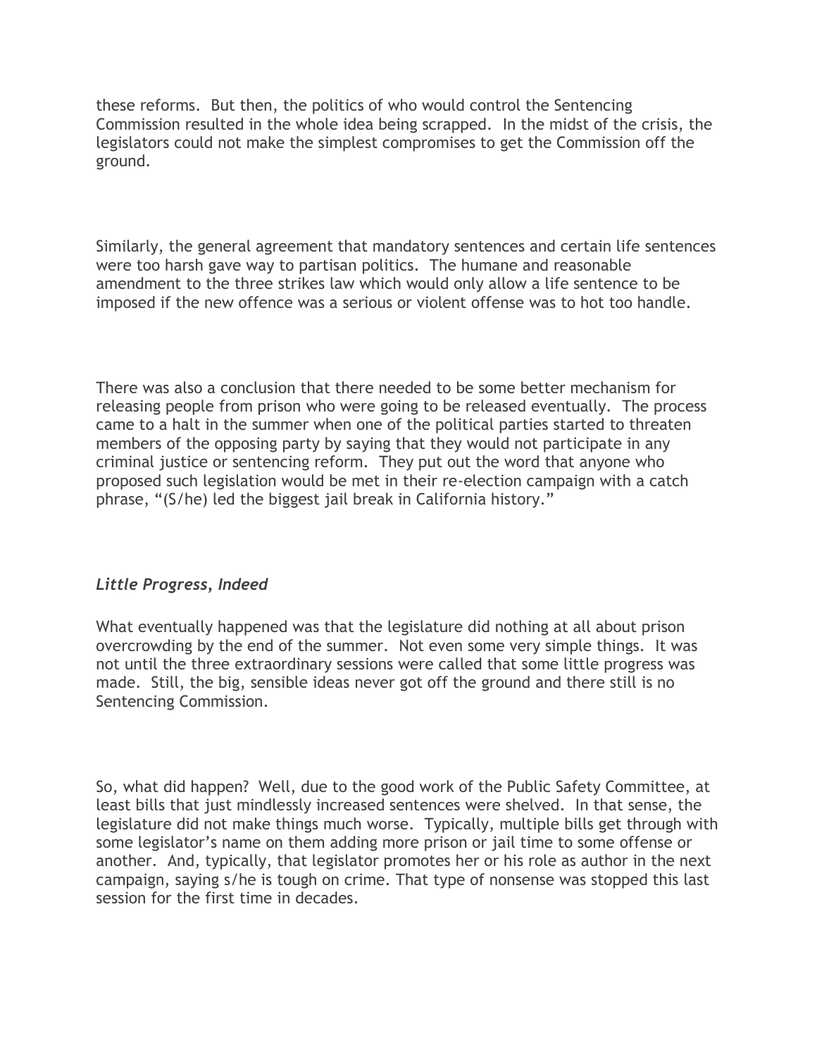these reforms. But then, the politics of who would control the Sentencing Commission resulted in the whole idea being scrapped. In the midst of the crisis, the legislators could not make the simplest compromises to get the Commission off the ground.

Similarly, the general agreement that mandatory sentences and certain life sentences were too harsh gave way to partisan politics. The humane and reasonable amendment to the three strikes law which would only allow a life sentence to be imposed if the new offence was a serious or violent offense was to hot too handle.

There was also a conclusion that there needed to be some better mechanism for releasing people from prison who were going to be released eventually. The process came to a halt in the summer when one of the political parties started to threaten members of the opposing party by saying that they would not participate in any criminal justice or sentencing reform. They put out the word that anyone who proposed such legislation would be met in their re-election campaign with a catch phrase, "(S/he) led the biggest jail break in California history."

### *Little Progress, Indeed*

What eventually happened was that the legislature did nothing at all about prison overcrowding by the end of the summer. Not even some very simple things. It was not until the three extraordinary sessions were called that some little progress was made. Still, the big, sensible ideas never got off the ground and there still is no Sentencing Commission.

So, what did happen? Well, due to the good work of the Public Safety Committee, at least bills that just mindlessly increased sentences were shelved. In that sense, the legislature did not make things much worse. Typically, multiple bills get through with some legislator's name on them adding more prison or jail time to some offense or another. And, typically, that legislator promotes her or his role as author in the next campaign, saying s/he is tough on crime. That type of nonsense was stopped this last session for the first time in decades.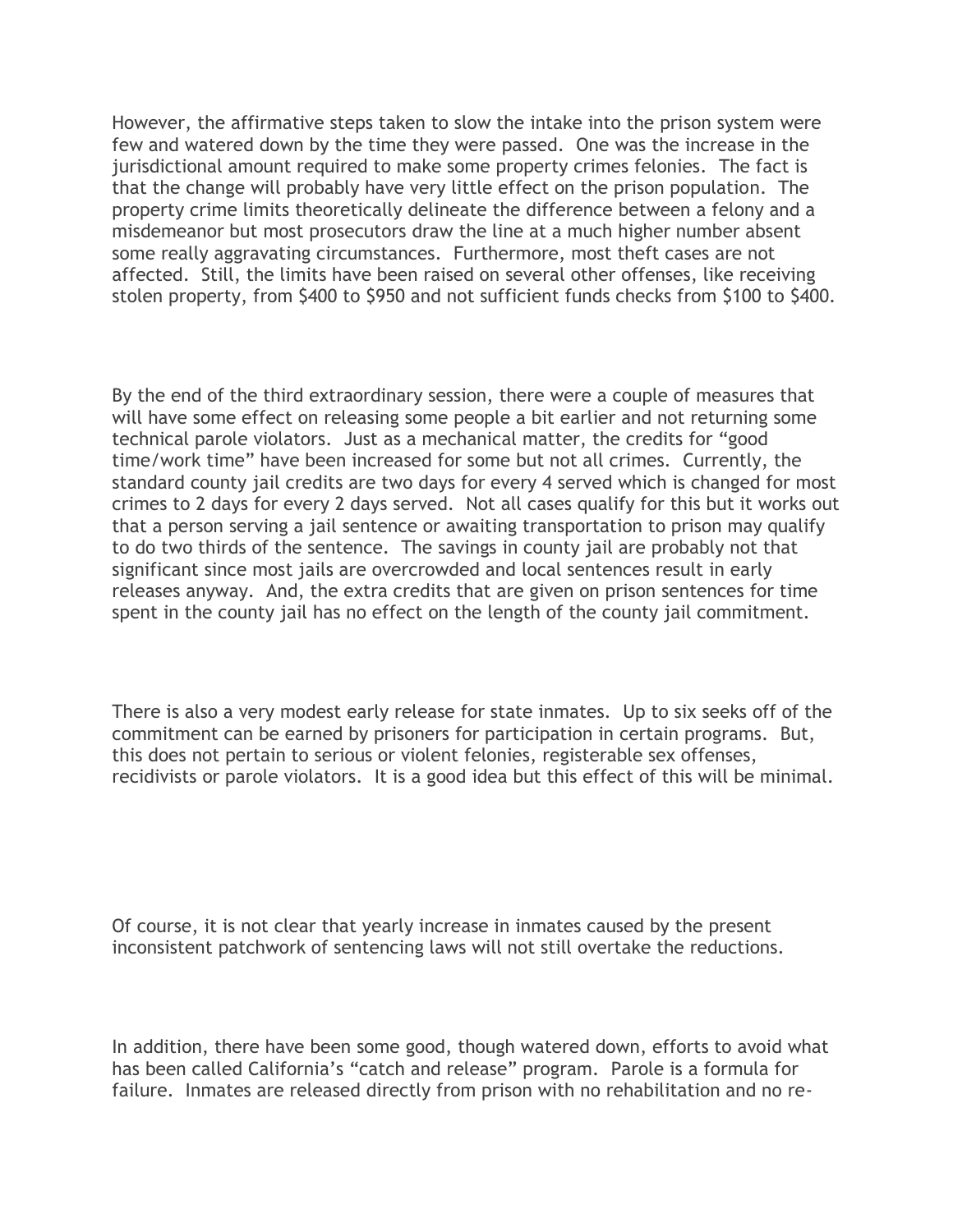However, the affirmative steps taken to slow the intake into the prison system were few and watered down by the time they were passed. One was the increase in the jurisdictional amount required to make some property crimes felonies. The fact is that the change will probably have very little effect on the prison population. The property crime limits theoretically delineate the difference between a felony and a misdemeanor but most prosecutors draw the line at a much higher number absent some really aggravating circumstances. Furthermore, most theft cases are not affected. Still, the limits have been raised on several other offenses, like receiving stolen property, from $400 to $950 and not sufficient funds checks from $100 to $400.

By the end of the third extraordinary session, there were a couple of measures that will have some effect on releasing some people a bit earlier and not returning some technical parole violators. Just as a mechanical matter, the credits for "good time/work time" have been increased for some but not all crimes. Currently, the standard county jail credits are two days for every 4 served which is changed for most crimes to 2 days for every 2 days served. Not all cases qualify for this but it works out that a person serving a jail sentence or awaiting transportation to prison may qualify to do two thirds of the sentence. The savings in county jail are probably not that significant since most jails are overcrowded and local sentences result in early releases anyway. And, the extra credits that are given on prison sentences for time spent in the county jail has no effect on the length of the county jail commitment.

There is also a very modest early release for state inmates. Up to six seeks off of the commitment can be earned by prisoners for participation in certain programs. But, this does not pertain to serious or violent felonies, registerable sex offenses, recidivists or parole violators. It is a good idea but this effect of this will be minimal.

Of course, it is not clear that yearly increase in inmates caused by the present inconsistent patchwork of sentencing laws will not still overtake the reductions.

In addition, there have been some good, though watered down, efforts to avoid what has been called California's "catch and release" program. Parole is a formula for failure. Inmates are released directly from prison with no rehabilitation and no re-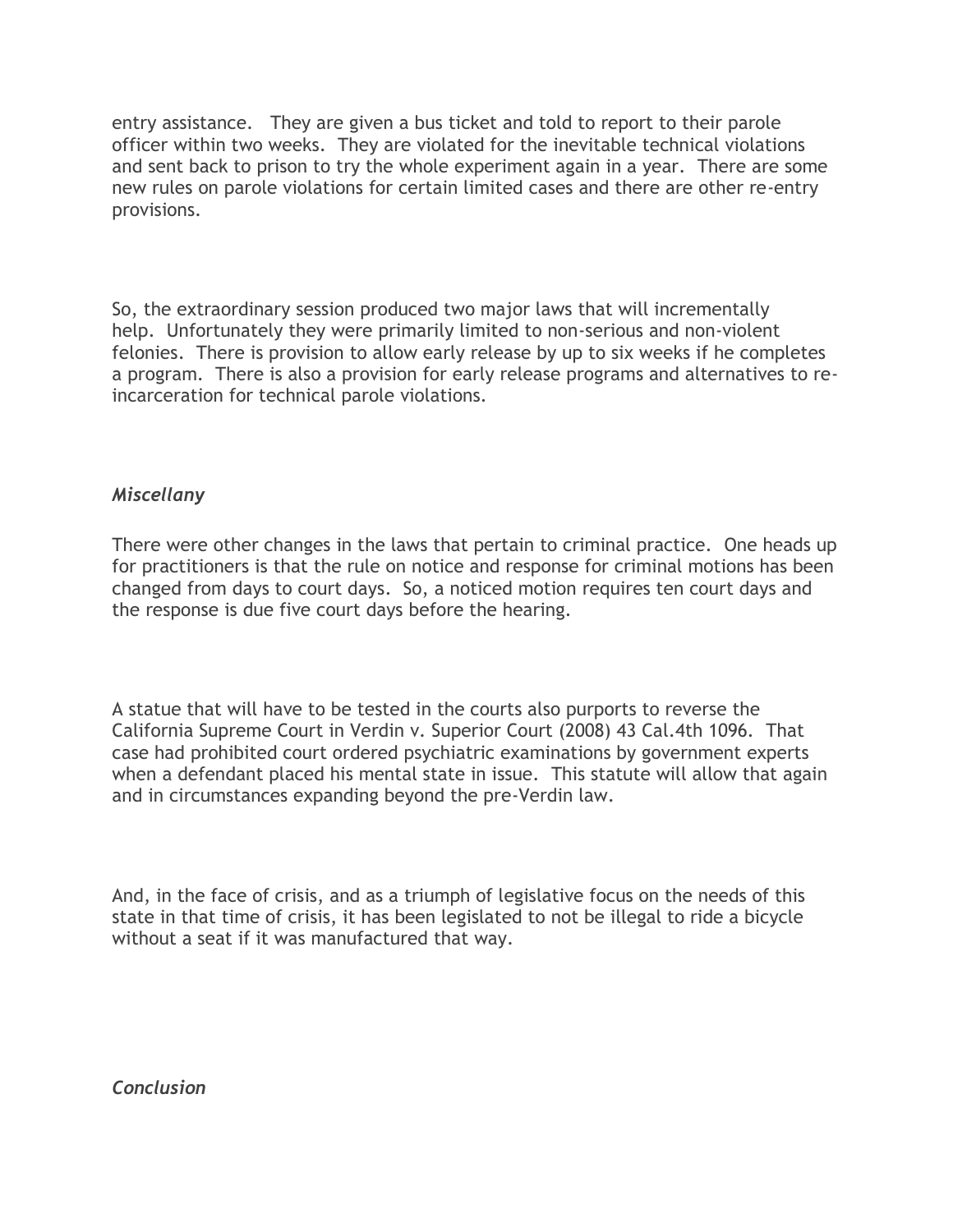entry assistance. They are given a bus ticket and told to report to their parole officer within two weeks. They are violated for the inevitable technical violations and sent back to prison to try the whole experiment again in a year. There are some new rules on parole violations for certain limited cases and there are other re-entry provisions.

So, the extraordinary session produced two major laws that will incrementally help. Unfortunately they were primarily limited to non-serious and non-violent felonies. There is provision to allow early release by up to six weeks if he completes a program. There is also a provision for early release programs and alternatives to re-incarceration for technical parole violations.

### *Miscellany*

There were other changes in the laws that pertain to criminal practice. One heads up for practitioners is that the rule on notice and response for criminal motions has been changed from days to court days. So, a noticed motion requires ten court days and the response is due five court days before the hearing.

A statue that will have to be tested in the courts also purports to reverse the California Supreme Court in Verdin v. Superior Court (2008) 43 Cal.4th 1096. That case had prohibited court ordered psychiatric examinations by government experts when a defendant placed his mental state in issue. This statute will allow that again and in circumstances expanding beyond the pre-Verdin law.

And, in the face of crisis, and as a triumph of legislative focus on the needs of this state in that time of crisis, it has been legislated to not be illegal to ride a bicycle without a seat if it was manufactured that way.

### *Conclusion*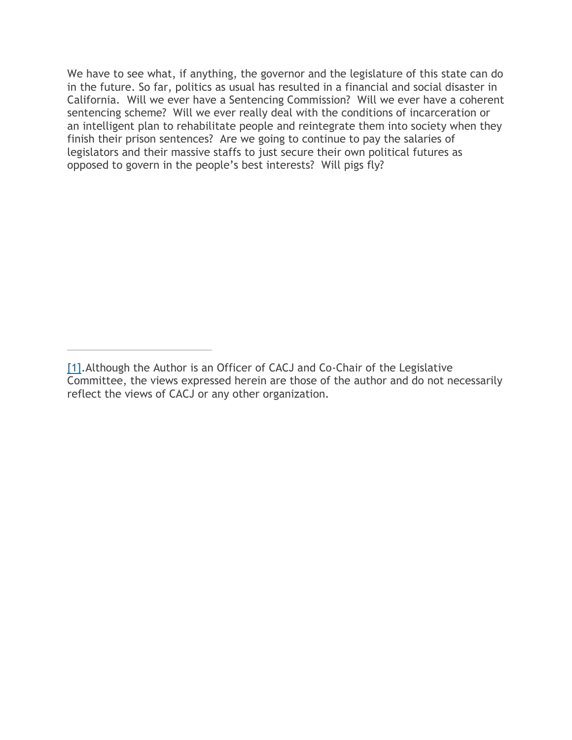We have to see what, if anything, the governor and the legislature of this state can do in the future. So far, politics as usual has resulted in a financial and social disaster in California. Will we ever have a Sentencing Commission? Will we ever have a coherent sentencing scheme? Will we ever really deal with the conditions of incarceration or an intelligent plan to rehabilitate people and reintegrate them into society when they finish their prison sentences? Are we going to continue to pay the salaries of legislators and their massive staffs to just secure their own political futures as opposed to govern in the people's best interests? Will pigs fly?

---

[1].Although the Author is an Officer of CACJ and Co-Chair of the Legislative Committee, the views expressed herein are those of the author and do not necessarily reflect the views of CACJ or any other organization.